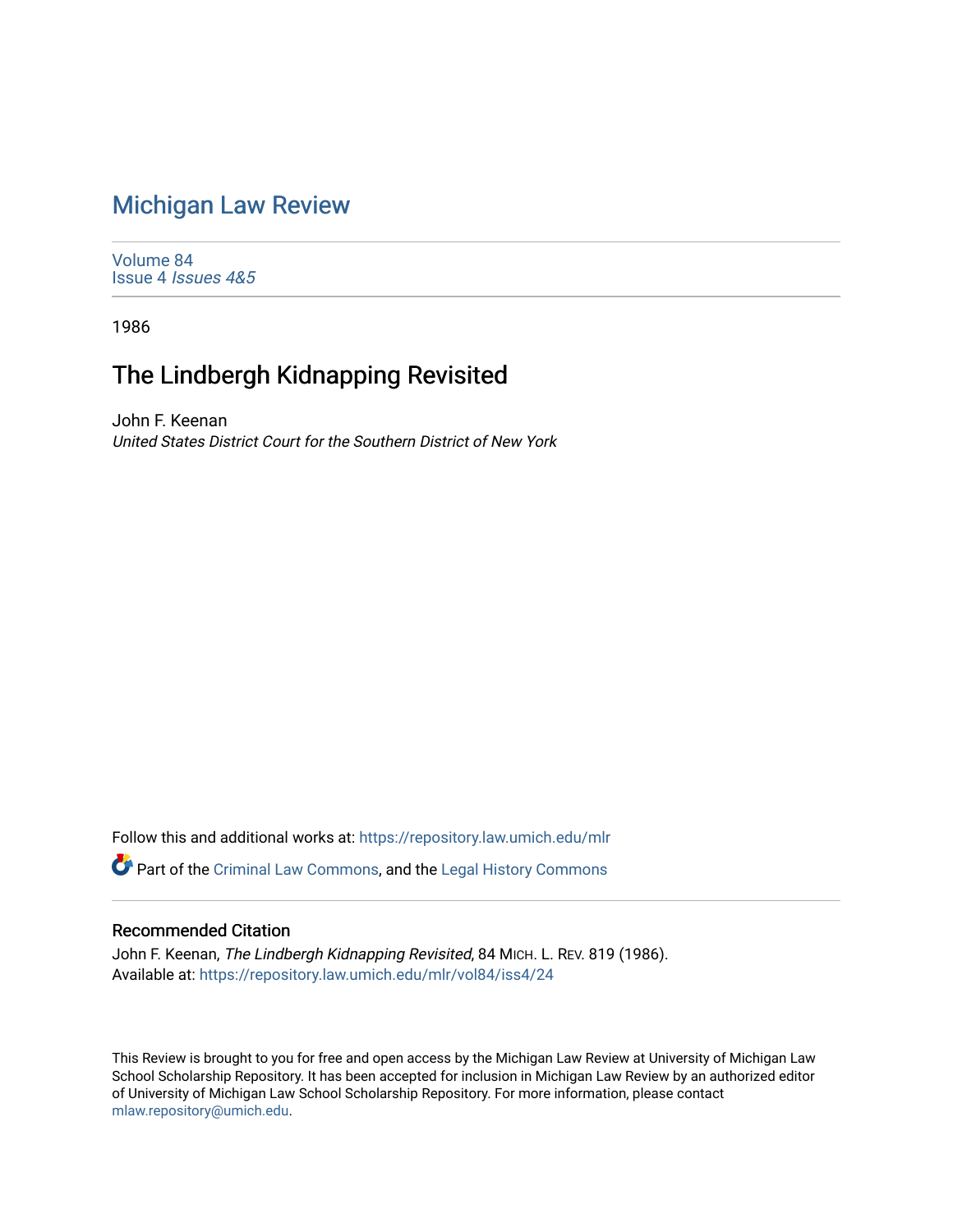# Michigan Law Review

Volume 84
Issue 4 *Issues 4&5*

1986

## The Lindbergh Kidnapping Revisited

John F. Keenan
*United States District Court for the Southern District of New York*

Follow this and additional works at: https://repository.law.umich.edu/mlr

Part of the Criminal Law Commons, and the Legal History Commons

### Recommended Citation

John F. Keenan, *The Lindbergh Kidnapping Revisited*, 84 MICH. L. REV. 819 (1986).
Available at: https://repository.law.umich.edu/mlr/vol84/iss4/24

This Review is brought to you for free and open access by the Michigan Law Review at University of Michigan Law School Scholarship Repository. It has been accepted for inclusion in Michigan Law Review by an authorized editor of University of Michigan Law School Scholarship Repository. For more information, please contact mlaw.repository@umich.edu.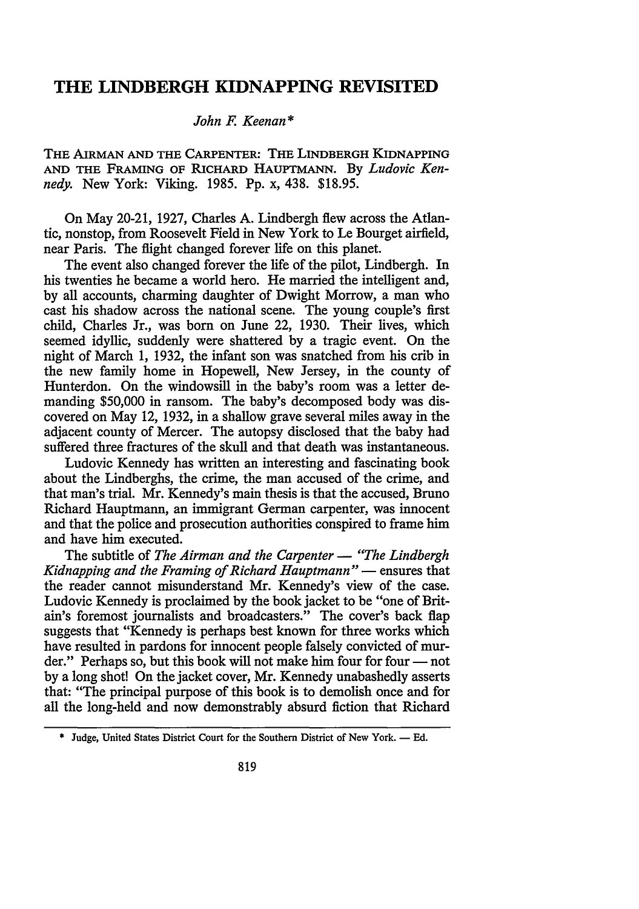# THE LINDBERGH KIDNAPPING REVISITED

*John F. Keenan*\*

THE AIRMAN AND THE CARPENTER: THE LINDBERGH KIDNAPPING AND THE FRAMING OF RICHARD HAUPTMANN. By *Ludovic Kennedy*. New York: Viking. 1985. Pp. x, 438. $18.95.

On May 20-21, 1927, Charles A. Lindbergh flew across the Atlantic, nonstop, from Roosevelt Field in New York to Le Bourget airfield, near Paris. The flight changed forever life on this planet.

The event also changed forever the life of the pilot, Lindbergh. In his twenties he became a world hero. He married the intelligent and, by all accounts, charming daughter of Dwight Morrow, a man who cast his shadow across the national scene. The young couple's first child, Charles Jr., was born on June 22, 1930. Their lives, which seemed idyllic, suddenly were shattered by a tragic event. On the night of March 1, 1932, the infant son was snatched from his crib in the new family home in Hopewell, New Jersey, in the county of Hunterdon. On the windowsill in the baby's room was a letter demanding $50,000 in ransom. The baby's decomposed body was discovered on May 12, 1932, in a shallow grave several miles away in the adjacent county of Mercer. The autopsy disclosed that the baby had suffered three fractures of the skull and that death was instantaneous.

Ludovic Kennedy has written an interesting and fascinating book about the Lindberghs, the crime, the man accused of the crime, and that man's trial. Mr. Kennedy's main thesis is that the accused, Bruno Richard Hauptmann, an immigrant German carpenter, was innocent and that the police and prosecution authorities conspired to frame him and have him executed.

The subtitle of *The Airman and the Carpenter* — *"The Lindbergh Kidnapping and the Framing of Richard Hauptmann"* — ensures that the reader cannot misunderstand Mr. Kennedy's view of the case. Ludovic Kennedy is proclaimed by the book jacket to be "one of Britain's foremost journalists and broadcasters." The cover's back flap suggests that "Kennedy is perhaps best known for three works which have resulted in pardons for innocent people falsely convicted of murder." Perhaps so, but this book will not make him four for four — not by a long shot! On the jacket cover, Mr. Kennedy unabashedly asserts that: "The principal purpose of this book is to demolish once and for all the long-held and now demonstrably absurd fiction that Richard

\* Judge, United States District Court for the Southern District of New York. — Ed.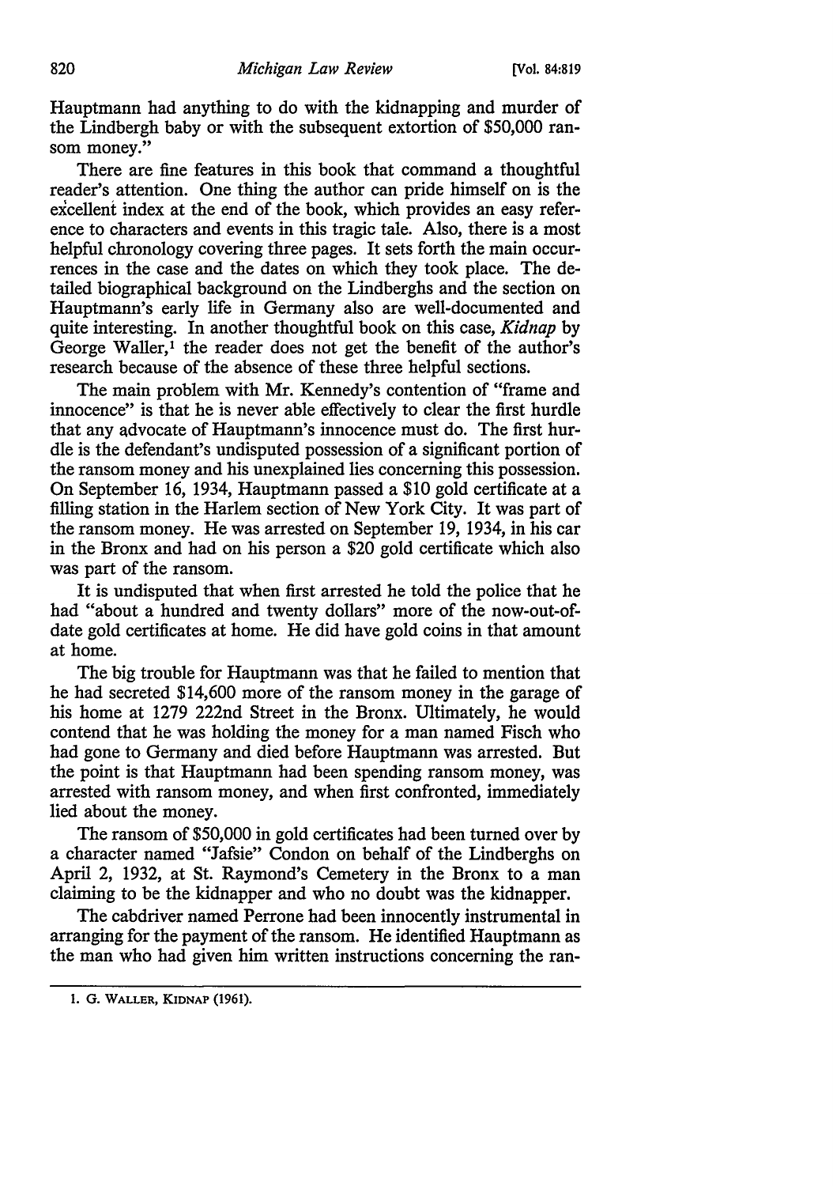Hauptmann had anything to do with the kidnapping and murder of the Lindbergh baby or with the subsequent extortion of $50,000 ransom money."

There are fine features in this book that command a thoughtful reader's attention. One thing the author can pride himself on is the excellent index at the end of the book, which provides an easy reference to characters and events in this tragic tale. Also, there is a most helpful chronology covering three pages. It sets forth the main occurrences in the case and the dates on which they took place. The detailed biographical background on the Lindberghs and the section on Hauptmann's early life in Germany also are well-documented and quite interesting. In another thoughtful book on this case, *Kidnap* by George Waller,[1] the reader does not get the benefit of the author's research because of the absence of these three helpful sections.

The main problem with Mr. Kennedy's contention of "frame and innocence" is that he is never able effectively to clear the first hurdle that any advocate of Hauptmann's innocence must do. The first hurdle is the defendant's undisputed possession of a significant portion of the ransom money and his unexplained lies concerning this possession. On September 16, 1934, Hauptmann passed a $10 gold certificate at a filling station in the Harlem section of New York City. It was part of the ransom money. He was arrested on September 19, 1934, in his car in the Bronx and had on his person a $20 gold certificate which also was part of the ransom.

It is undisputed that when first arrested he told the police that he had "about a hundred and twenty dollars" more of the now-out-of-date gold certificates at home. He did have gold coins in that amount at home.

The big trouble for Hauptmann was that he failed to mention that he had secreted $14,600 more of the ransom money in the garage of his home at 1279 222nd Street in the Bronx. Ultimately, he would contend that he was holding the money for a man named Fisch who had gone to Germany and died before Hauptmann was arrested. But the point is that Hauptmann had been spending ransom money, was arrested with ransom money, and when first confronted, immediately lied about the money.

The ransom of $50,000 in gold certificates had been turned over by a character named "Jafsie" Condon on behalf of the Lindberghs on April 2, 1932, at St. Raymond's Cemetery in the Bronx to a man claiming to be the kidnapper and who no doubt was the kidnapper.

The cabdriver named Perrone had been innocently instrumental in arranging for the payment of the ransom. He identified Hauptmann as the man who had given him written instructions concerning the ran-

---

1. G. WALLER, KIDNAP (1961).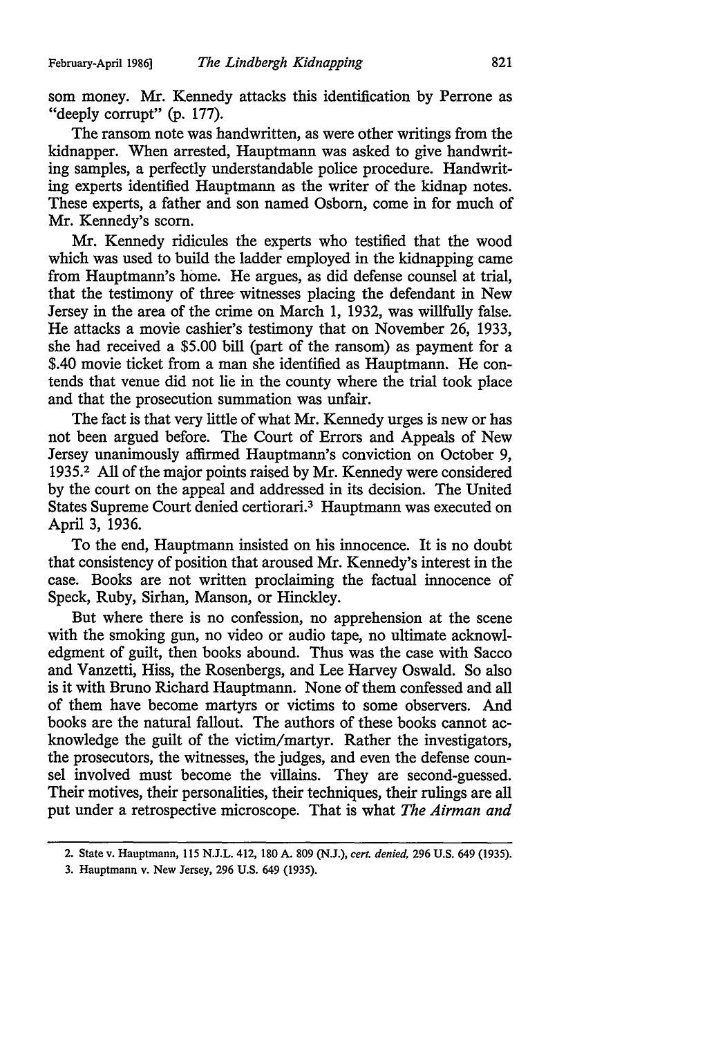som money. Mr. Kennedy attacks this identification by Perrone as "deeply corrupt" (p. 177).

The ransom note was handwritten, as were other writings from the kidnapper. When arrested, Hauptmann was asked to give handwriting samples, a perfectly understandable police procedure. Handwriting experts identified Hauptmann as the writer of the kidnap notes. These experts, a father and son named Osborn, come in for much of Mr. Kennedy's scorn.

Mr. Kennedy ridicules the experts who testified that the wood which was used to build the ladder employed in the kidnapping came from Hauptmann's home. He argues, as did defense counsel at trial, that the testimony of three witnesses placing the defendant in New Jersey in the area of the crime on March 1, 1932, was willfully false. He attacks a movie cashier's testimony that on November 26, 1933, she had received a $5.00 bill (part of the ransom) as payment for a $.40 movie ticket from a man she identified as Hauptmann. He contends that venue did not lie in the county where the trial took place and that the prosecution summation was unfair.

The fact is that very little of what Mr. Kennedy urges is new or has not been argued before. The Court of Errors and Appeals of New Jersey unanimously affirmed Hauptmann's conviction on October 9, 1935.[2] All of the major points raised by Mr. Kennedy were considered by the court on the appeal and addressed in its decision. The United States Supreme Court denied certiorari.[3] Hauptmann was executed on April 3, 1936.

To the end, Hauptmann insisted on his innocence. It is no doubt that consistency of position that aroused Mr. Kennedy's interest in the case. Books are not written proclaiming the factual innocence of Speck, Ruby, Sirhan, Manson, or Hinckley.

But where there is no confession, no apprehension at the scene with the smoking gun, no video or audio tape, no ultimate acknowledgment of guilt, then books abound. Thus was the case with Sacco and Vanzetti, Hiss, the Rosenbergs, and Lee Harvey Oswald. So also is it with Bruno Richard Hauptmann. None of them confessed and all of them have become martyrs or victims to some observers. And books are the natural fallout. The authors of these books cannot acknowledge the guilt of the victim/martyr. Rather the investigators, the prosecutors, the witnesses, the judges, and even the defense counsel involved must become the villains. They are second-guessed. Their motives, their personalities, their techniques, their rulings are all put under a retrospective microscope. That is what *The Airman and*

---

2. State v. Hauptmann, 115 N.J.L. 412, 180 A. 809 (N.J.), *cert. denied,* 296 U.S. 649 (1935).

3. Hauptmann v. New Jersey, 296 U.S. 649 (1935).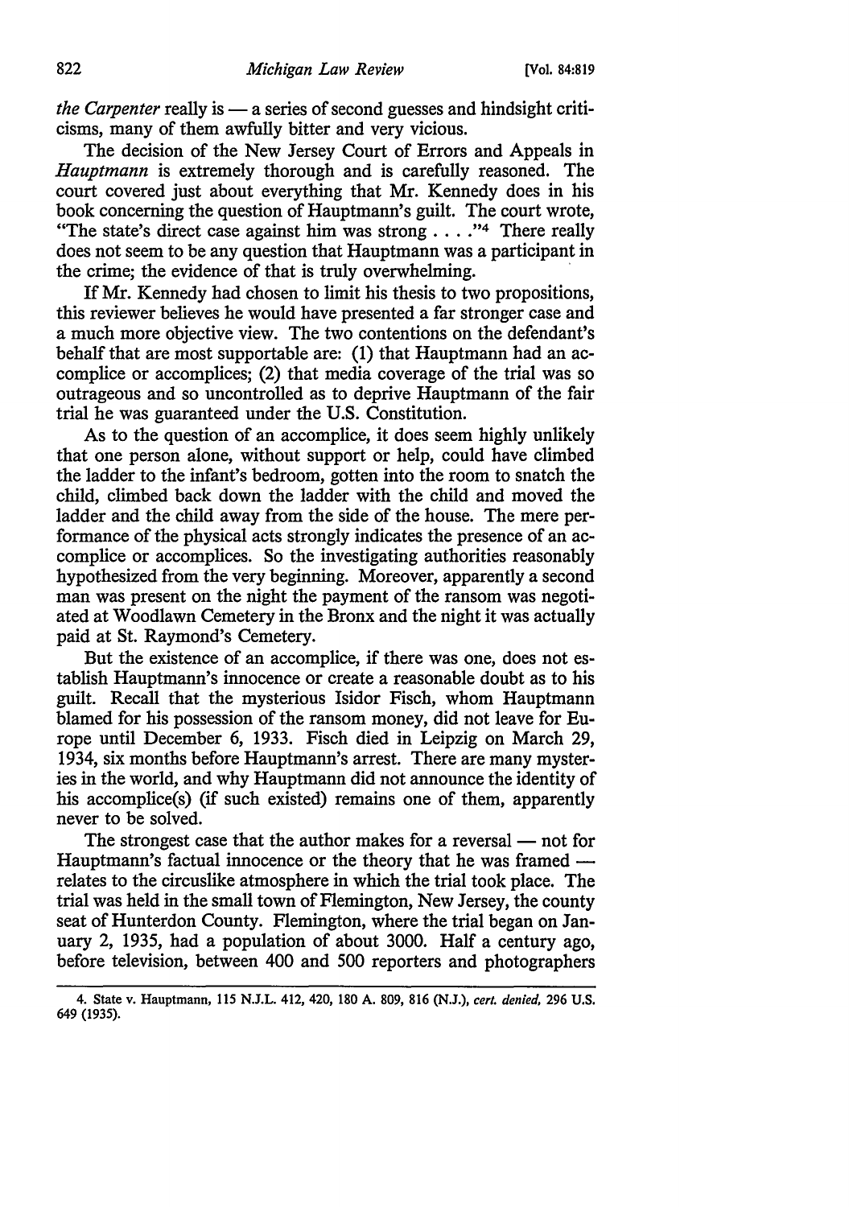*the Carpenter* really is — a series of second guesses and hindsight criticisms, many of them awfully bitter and very vicious.

The decision of the New Jersey Court of Errors and Appeals in *Hauptmann* is extremely thorough and is carefully reasoned. The court covered just about everything that Mr. Kennedy does in his book concerning the question of Hauptmann's guilt. The court wrote, "The state's direct case against him was strong . . . ."[4] There really does not seem to be any question that Hauptmann was a participant in the crime; the evidence of that is truly overwhelming.

If Mr. Kennedy had chosen to limit his thesis to two propositions, this reviewer believes he would have presented a far stronger case and a much more objective view. The two contentions on the defendant's behalf that are most supportable are: (1) that Hauptmann had an accomplice or accomplices; (2) that media coverage of the trial was so outrageous and so uncontrolled as to deprive Hauptmann of the fair trial he was guaranteed under the U.S. Constitution.

As to the question of an accomplice, it does seem highly unlikely that one person alone, without support or help, could have climbed the ladder to the infant's bedroom, gotten into the room to snatch the child, climbed back down the ladder with the child and moved the ladder and the child away from the side of the house. The mere performance of the physical acts strongly indicates the presence of an accomplice or accomplices. So the investigating authorities reasonably hypothesized from the very beginning. Moreover, apparently a second man was present on the night the payment of the ransom was negotiated at Woodlawn Cemetery in the Bronx and the night it was actually paid at St. Raymond's Cemetery.

But the existence of an accomplice, if there was one, does not establish Hauptmann's innocence or create a reasonable doubt as to his guilt. Recall that the mysterious Isidor Fisch, whom Hauptmann blamed for his possession of the ransom money, did not leave for Europe until December 6, 1933. Fisch died in Leipzig on March 29, 1934, six months before Hauptmann's arrest. There are many mysteries in the world, and why Hauptmann did not announce the identity of his accomplice(s) (if such existed) remains one of them, apparently never to be solved.

The strongest case that the author makes for a reversal — not for Hauptmann's factual innocence or the theory that he was framed — relates to the circuslike atmosphere in which the trial took place. The trial was held in the small town of Flemington, New Jersey, the county seat of Hunterdon County. Flemington, where the trial began on January 2, 1935, had a population of about 3000. Half a century ago, before television, between 400 and 500 reporters and photographers

4. State v. Hauptmann, 115 N.J.L. 412, 420, 180 A. 809, 816 (N.J.), *cert. denied*, 296 U.S. 649 (1935).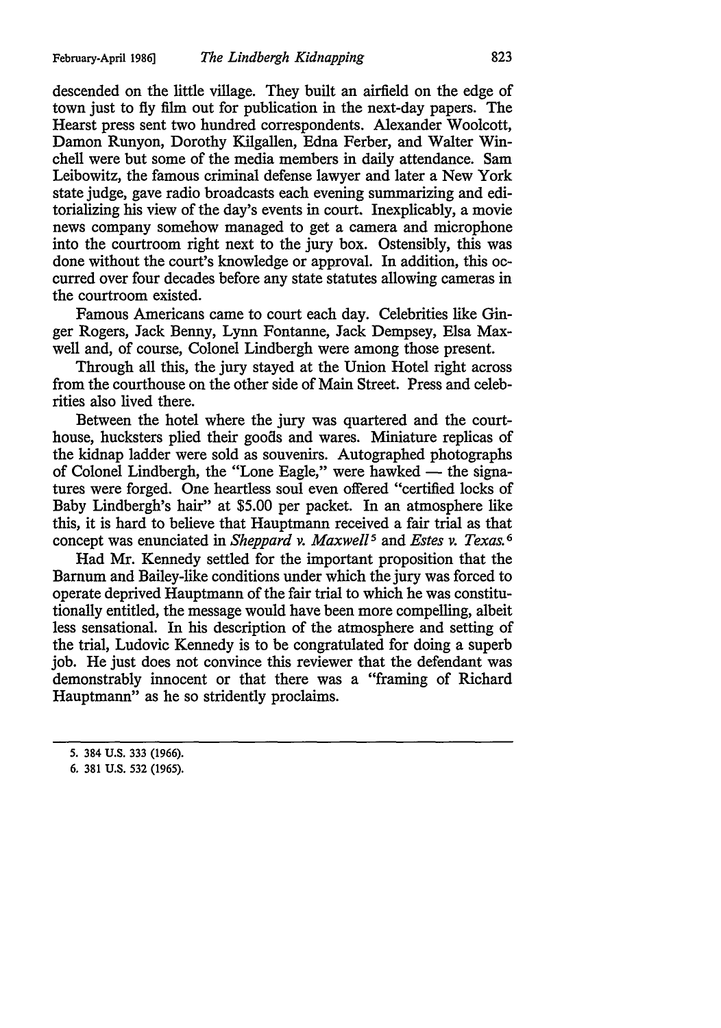descended on the little village. They built an airfield on the edge of town just to fly film out for publication in the next-day papers. The Hearst press sent two hundred correspondents. Alexander Woolcott, Damon Runyon, Dorothy Kilgallen, Edna Ferber, and Walter Winchell were but some of the media members in daily attendance. Sam Leibowitz, the famous criminal defense lawyer and later a New York state judge, gave radio broadcasts each evening summarizing and editorializing his view of the day's events in court. Inexplicably, a movie news company somehow managed to get a camera and microphone into the courtroom right next to the jury box. Ostensibly, this was done without the court's knowledge or approval. In addition, this occurred over four decades before any state statutes allowing cameras in the courtroom existed.

Famous Americans came to court each day. Celebrities like Ginger Rogers, Jack Benny, Lynn Fontanne, Jack Dempsey, Elsa Maxwell and, of course, Colonel Lindbergh were among those present.

Through all this, the jury stayed at the Union Hotel right across from the courthouse on the other side of Main Street. Press and celebrities also lived there.

Between the hotel where the jury was quartered and the courthouse, hucksters plied their goods and wares. Miniature replicas of the kidnap ladder were sold as souvenirs. Autographed photographs of Colonel Lindbergh, the "Lone Eagle," were hawked — the signatures were forged. One heartless soul even offered "certified locks of Baby Lindbergh's hair" at $5.00 per packet. In an atmosphere like this, it is hard to believe that Hauptmann received a fair trial as that concept was enunciated in *Sheppard v. Maxwell*[5] and *Estes v. Texas.*[6]

Had Mr. Kennedy settled for the important proposition that the Barnum and Bailey-like conditions under which the jury was forced to operate deprived Hauptmann of the fair trial to which he was constitutionally entitled, the message would have been more compelling, albeit less sensational. In his description of the atmosphere and setting of the trial, Ludovic Kennedy is to be congratulated for doing a superb job. He just does not convince this reviewer that the defendant was demonstrably innocent or that there was a "framing of Richard Hauptmann" as he so stridently proclaims.

---

5. 384 U.S. 333 (1966).

6. 381 U.S. 532 (1965).